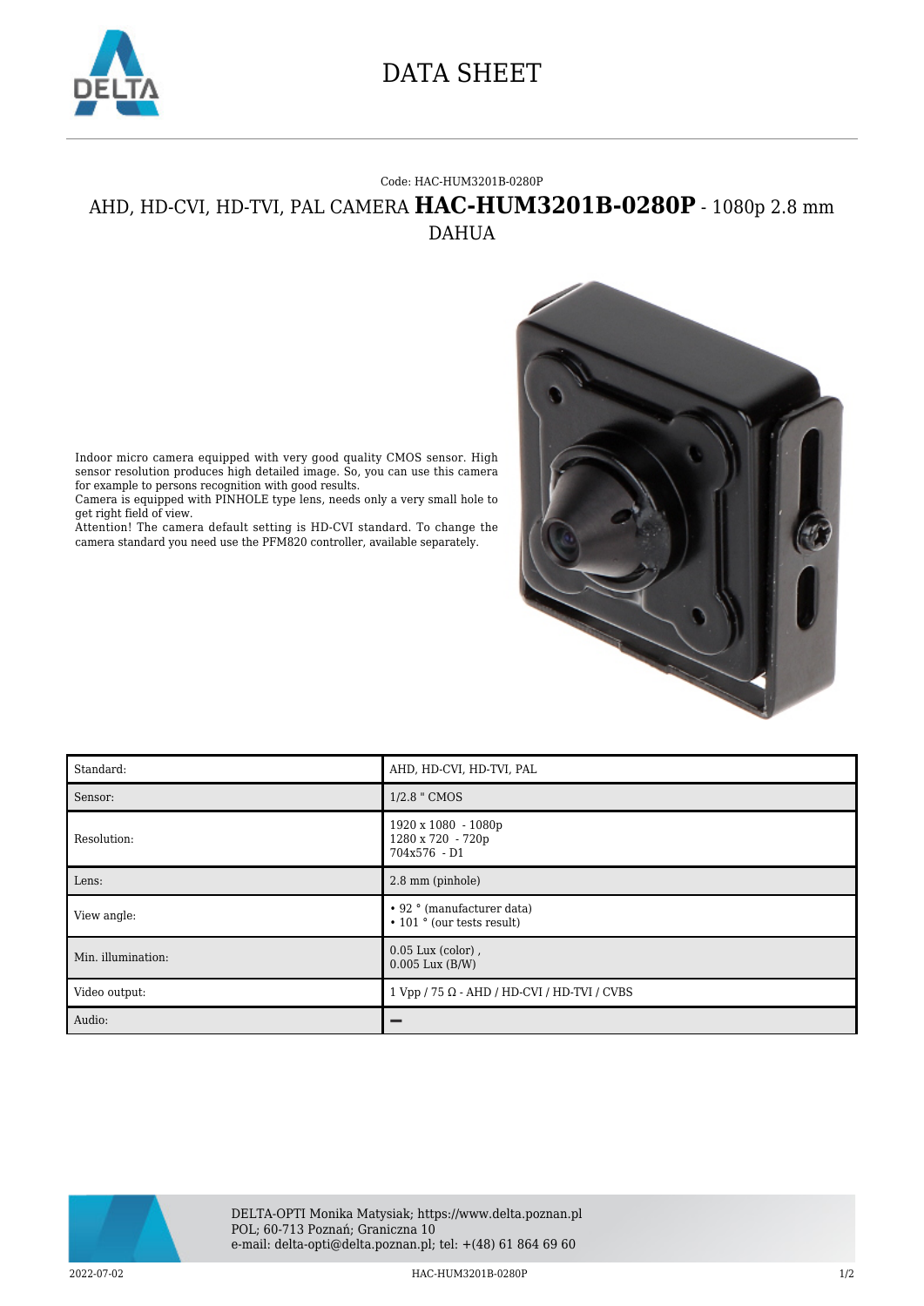# DATA SHEET

Code: HAC-HUM3201B-0280P

## AHD, HD-CVI, HD-TVI, PAL CAMERA **HAC-HUM3201B-0280P** - 1080p 2.8 mm

DAHUA

Indoor micro camera equipped with very good quality CMOS sensor. High sensor resolution produces high detailed image. So, you can use this camera for example to persons recognition with good results.
Camera is equipped with PINHOLE type lens, needs only a very small hole to get right field of view.
Attention! The camera default setting is HD-CVI standard. To change the camera standard you need use the PFM820 controller, available separately.

| | |
|---|---|
| Standard: | AHD, HD-CVI, HD-TVI, PAL |
| Sensor: | 1/2.8 " CMOS |
| Resolution: | 1920 x 1080 - 1080p<br>1280 x 720 - 720p<br>704x576 - D1 |
| Lens: | 2.8 mm (pinhole) |
| View angle: | • 92 ° (manufacturer data)<br>• 101 ° (our tests result) |
| Min. illumination: | 0.05 Lux (color) ,<br>0.005 Lux (B/W) |
| Video output: | 1 Vpp / 75 Ω - AHD / HD-CVI / HD-TVI / CVBS |
| Audio: | – |

DELTA-OPTI Monika Matysiak; https://www.delta.poznan.pl
POL; 60-713 Poznań; Graniczna 10
e-mail: delta-opti@delta.poznan.pl; tel: +(48) 61 864 69 60

2022-07-02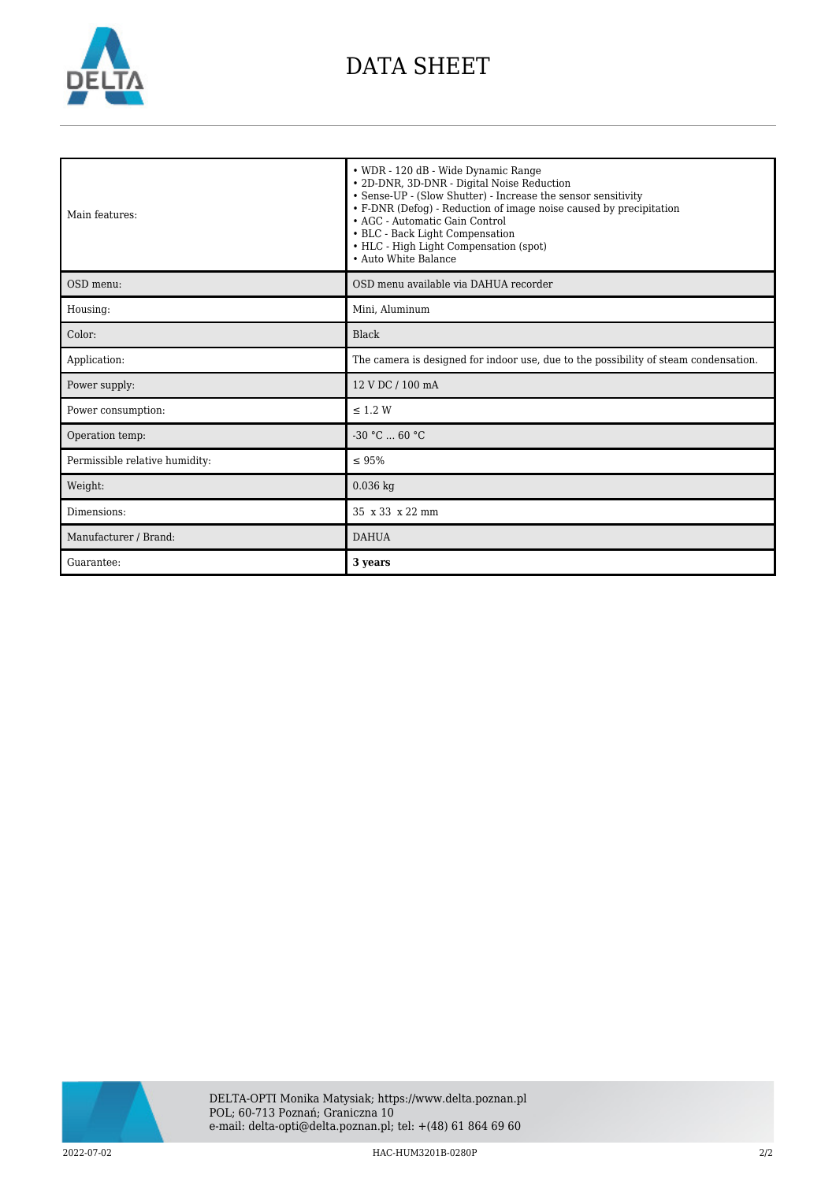# DATA SHEET

| | |
|---|---|
| Main features: | • WDR - 120 dB - Wide Dynamic Range<br>• 2D-DNR, 3D-DNR - Digital Noise Reduction<br>• Sense-UP - (Slow Shutter) - Increase the sensor sensitivity<br>• F-DNR (Defog) - Reduction of image noise caused by precipitation<br>• AGC - Automatic Gain Control<br>• BLC - Back Light Compensation<br>• HLC - High Light Compensation (spot)<br>• Auto White Balance |
| OSD menu: | OSD menu available via DAHUA recorder |
| Housing: | Mini, Aluminum |
| Color: | Black |
| Application: | The camera is designed for indoor use, due to the possibility of steam condensation. |
| Power supply: | 12 V DC / 100 mA |
| Power consumption: | ≤ 1.2 W |
| Operation temp: | -30 °C ... 60 °C |
| Permissible relative humidity: | ≤ 95% |
| Weight: | 0.036 kg |
| Dimensions: | 35 x 33 x 22 mm |
| Manufacturer / Brand: | DAHUA |
| Guarantee: | **3 years** |

DELTA-OPTI Monika Matysiak; https://www.delta.poznan.pl
POL; 60-713 Poznań; Graniczna 10
e-mail: delta-opti@delta.poznan.pl; tel: +(48) 61 864 69 60

2022-07-02 HAC-HUM3201B-0280P